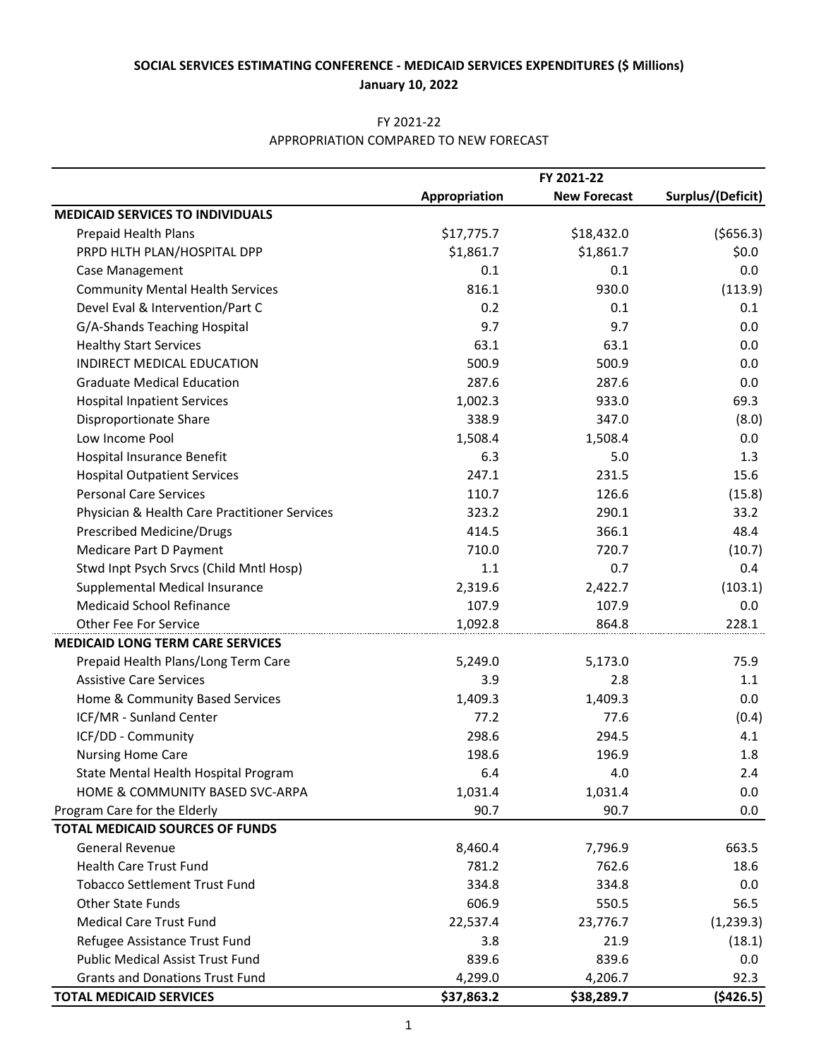**SOCIAL SERVICES ESTIMATING CONFERENCE - MEDICAID SERVICES EXPENDITURES ($ Millions)**

**January 10, 2022**

FY 2021-22

APPROPRIATION COMPARED TO NEW FORECAST

| | FY 2021-22 | | |
|---|---|---|---|
| | **Appropriation** | **New Forecast** | **Surplus/(Deficit)** |
| **MEDICAID SERVICES TO INDIVIDUALS** | | | |
| Prepaid Health Plans | $17,775.7 | $18,432.0 | ($656.3) |
| PRPD HLTH PLAN/HOSPITAL DPP | $1,861.7 | $1,861.7 | $0.0 |
| Case Management | 0.1 | 0.1 | 0.0 |
| Community Mental Health Services | 816.1 | 930.0 | (113.9) |
| Devel Eval & Intervention/Part C | 0.2 | 0.1 | 0.1 |
| G/A-Shands Teaching Hospital | 9.7 | 9.7 | 0.0 |
| Healthy Start Services | 63.1 | 63.1 | 0.0 |
| INDIRECT MEDICAL EDUCATION | 500.9 | 500.9 | 0.0 |
| Graduate Medical Education | 287.6 | 287.6 | 0.0 |
| Hospital Inpatient Services | 1,002.3 | 933.0 | 69.3 |
| Disproportionate Share | 338.9 | 347.0 | (8.0) |
| Low Income Pool | 1,508.4 | 1,508.4 | 0.0 |
| Hospital Insurance Benefit | 6.3 | 5.0 | 1.3 |
| Hospital Outpatient Services | 247.1 | 231.5 | 15.6 |
| Personal Care Services | 110.7 | 126.6 | (15.8) |
| Physician & Health Care Practitioner Services | 323.2 | 290.1 | 33.2 |
| Prescribed Medicine/Drugs | 414.5 | 366.1 | 48.4 |
| Medicare Part D Payment | 710.0 | 720.7 | (10.7) |
| Stwd Inpt Psych Srvcs (Child Mntl Hosp) | 1.1 | 0.7 | 0.4 |
| Supplemental Medical Insurance | 2,319.6 | 2,422.7 | (103.1) |
| Medicaid School Refinance | 107.9 | 107.9 | 0.0 |
| Other Fee For Service | 1,092.8 | 864.8 | 228.1 |
| **MEDICAID LONG TERM CARE SERVICES** | | | |
| Prepaid Health Plans/Long Term Care | 5,249.0 | 5,173.0 | 75.9 |
| Assistive Care Services | 3.9 | 2.8 | 1.1 |
| Home & Community Based Services | 1,409.3 | 1,409.3 | 0.0 |
| ICF/MR - Sunland Center | 77.2 | 77.6 | (0.4) |
| ICF/DD - Community | 298.6 | 294.5 | 4.1 |
| Nursing Home Care | 198.6 | 196.9 | 1.8 |
| State Mental Health Hospital Program | 6.4 | 4.0 | 2.4 |
| HOME & COMMUNITY BASED SVC-ARPA | 1,031.4 | 1,031.4 | 0.0 |
| Program Care for the Elderly | 90.7 | 90.7 | 0.0 |
| **TOTAL MEDICAID SOURCES OF FUNDS** | | | |
| General Revenue | 8,460.4 | 7,796.9 | 663.5 |
| Health Care Trust Fund | 781.2 | 762.6 | 18.6 |
| Tobacco Settlement Trust Fund | 334.8 | 334.8 | 0.0 |
| Other State Funds | 606.9 | 550.5 | 56.5 |
| Medical Care Trust Fund | 22,537.4 | 23,776.7 | (1,239.3) |
| Refugee Assistance Trust Fund | 3.8 | 21.9 | (18.1) |
| Public Medical Assist Trust Fund | 839.6 | 839.6 | 0.0 |
| Grants and Donations Trust Fund | 4,299.0 | 4,206.7 | 92.3 |
| **TOTAL MEDICAID SERVICES** | **$37,863.2** | **$38,289.7** | **($426.5)** |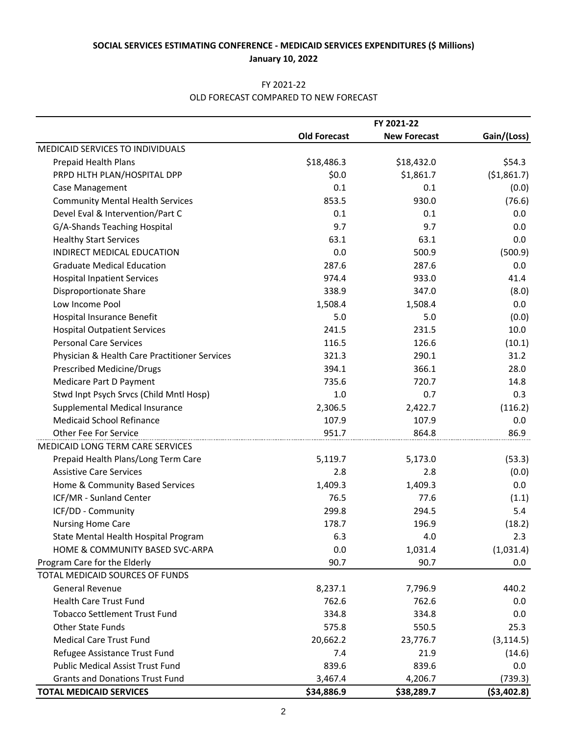**SOCIAL SERVICES ESTIMATING CONFERENCE - MEDICAID SERVICES EXPENDITURES ($ Millions)**

**January 10, 2022**

FY 2021-22

OLD FORECAST COMPARED TO NEW FORECAST

| | FY 2021-22 | | |
|---|---|---|---|
| | **Old Forecast** | **New Forecast** | **Gain/(Loss)** |
| MEDICAID SERVICES TO INDIVIDUALS | | | |
| Prepaid Health Plans | $18,486.3 | $18,432.0 | $54.3 |
| PRPD HLTH PLAN/HOSPITAL DPP | $0.0 | $1,861.7 | ($1,861.7) |
| Case Management | 0.1 | 0.1 | (0.0) |
| Community Mental Health Services | 853.5 | 930.0 | (76.6) |
| Devel Eval & Intervention/Part C | 0.1 | 0.1 | 0.0 |
| G/A-Shands Teaching Hospital | 9.7 | 9.7 | 0.0 |
| Healthy Start Services | 63.1 | 63.1 | 0.0 |
| INDIRECT MEDICAL EDUCATION | 0.0 | 500.9 | (500.9) |
| Graduate Medical Education | 287.6 | 287.6 | 0.0 |
| Hospital Inpatient Services | 974.4 | 933.0 | 41.4 |
| Disproportionate Share | 338.9 | 347.0 | (8.0) |
| Low Income Pool | 1,508.4 | 1,508.4 | 0.0 |
| Hospital Insurance Benefit | 5.0 | 5.0 | (0.0) |
| Hospital Outpatient Services | 241.5 | 231.5 | 10.0 |
| Personal Care Services | 116.5 | 126.6 | (10.1) |
| Physician & Health Care Practitioner Services | 321.3 | 290.1 | 31.2 |
| Prescribed Medicine/Drugs | 394.1 | 366.1 | 28.0 |
| Medicare Part D Payment | 735.6 | 720.7 | 14.8 |
| Stwd Inpt Psych Srvcs (Child Mntl Hosp) | 1.0 | 0.7 | 0.3 |
| Supplemental Medical Insurance | 2,306.5 | 2,422.7 | (116.2) |
| Medicaid School Refinance | 107.9 | 107.9 | 0.0 |
| Other Fee For Service | 951.7 | 864.8 | 86.9 |
| MEDICAID LONG TERM CARE SERVICES | | | |
| Prepaid Health Plans/Long Term Care | 5,119.7 | 5,173.0 | (53.3) |
| Assistive Care Services | 2.8 | 2.8 | (0.0) |
| Home & Community Based Services | 1,409.3 | 1,409.3 | 0.0 |
| ICF/MR - Sunland Center | 76.5 | 77.6 | (1.1) |
| ICF/DD - Community | 299.8 | 294.5 | 5.4 |
| Nursing Home Care | 178.7 | 196.9 | (18.2) |
| State Mental Health Hospital Program | 6.3 | 4.0 | 2.3 |
| HOME & COMMUNITY BASED SVC-ARPA | 0.0 | 1,031.4 | (1,031.4) |
| Program Care for the Elderly | 90.7 | 90.7 | 0.0 |
| TOTAL MEDICAID SOURCES OF FUNDS | | | |
| General Revenue | 8,237.1 | 7,796.9 | 440.2 |
| Health Care Trust Fund | 762.6 | 762.6 | 0.0 |
| Tobacco Settlement Trust Fund | 334.8 | 334.8 | 0.0 |
| Other State Funds | 575.8 | 550.5 | 25.3 |
| Medical Care Trust Fund | 20,662.2 | 23,776.7 | (3,114.5) |
| Refugee Assistance Trust Fund | 7.4 | 21.9 | (14.6) |
| Public Medical Assist Trust Fund | 839.6 | 839.6 | 0.0 |
| Grants and Donations Trust Fund | 3,467.4 | 4,206.7 | (739.3) |
| **TOTAL MEDICAID SERVICES** | **$34,886.9** | **$38,289.7** | **($3,402.8)** |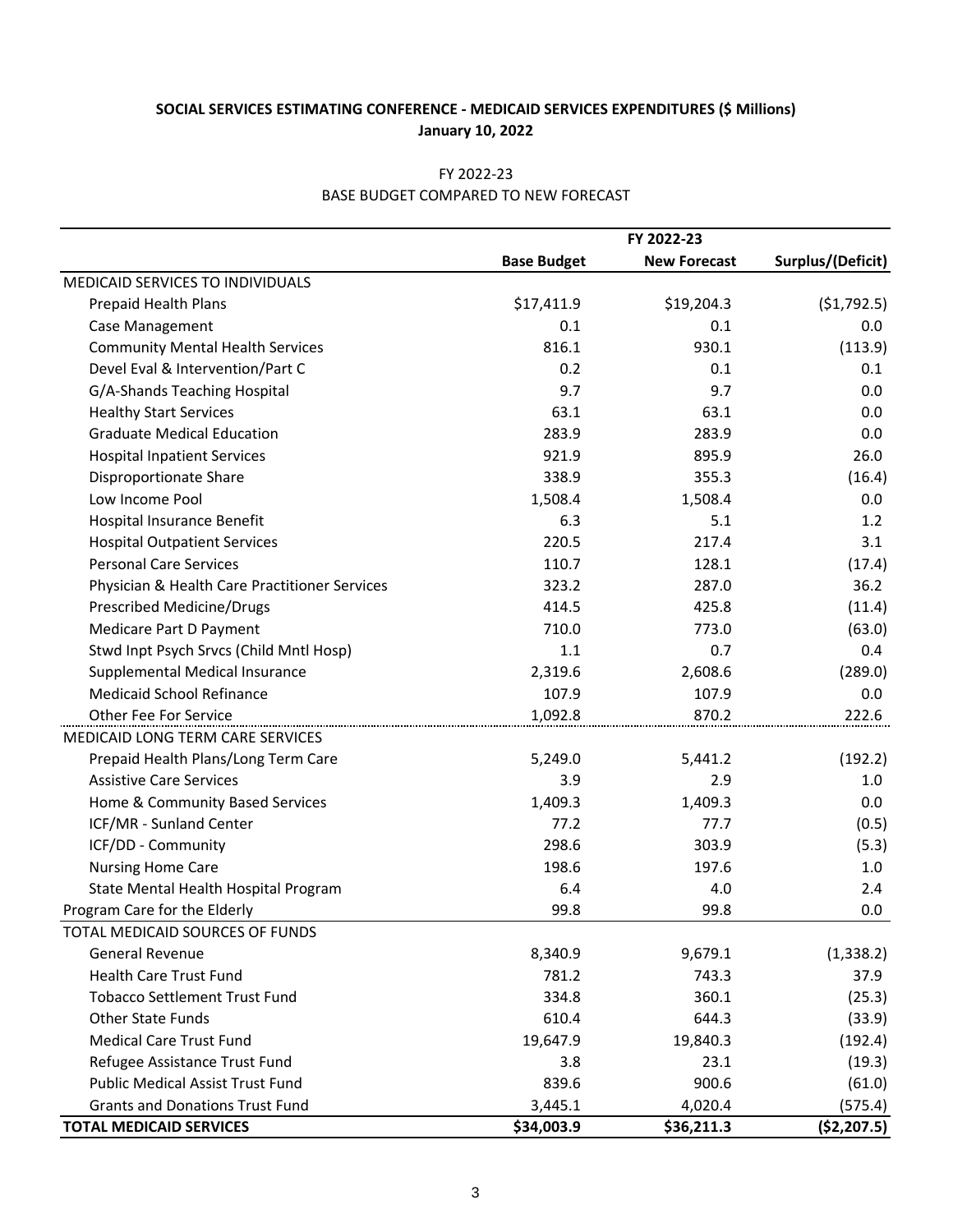**SOCIAL SERVICES ESTIMATING CONFERENCE - MEDICAID SERVICES EXPENDITURES ($ Millions)**
**January 10, 2022**

FY 2022-23
BASE BUDGET COMPARED TO NEW FORECAST

| | FY 2022-23 | | |
|---|---|---|---|
| | **Base Budget** | **New Forecast** | **Surplus/(Deficit)** |
| MEDICAID SERVICES TO INDIVIDUALS | | | |
| Prepaid Health Plans | $17,411.9 | $19,204.3 | ($1,792.5) |
| Case Management | 0.1 | 0.1 | 0.0 |
| Community Mental Health Services | 816.1 | 930.1 | (113.9) |
| Devel Eval & Intervention/Part C | 0.2 | 0.1 | 0.1 |
| G/A-Shands Teaching Hospital | 9.7 | 9.7 | 0.0 |
| Healthy Start Services | 63.1 | 63.1 | 0.0 |
| Graduate Medical Education | 283.9 | 283.9 | 0.0 |
| Hospital Inpatient Services | 921.9 | 895.9 | 26.0 |
| Disproportionate Share | 338.9 | 355.3 | (16.4) |
| Low Income Pool | 1,508.4 | 1,508.4 | 0.0 |
| Hospital Insurance Benefit | 6.3 | 5.1 | 1.2 |
| Hospital Outpatient Services | 220.5 | 217.4 | 3.1 |
| Personal Care Services | 110.7 | 128.1 | (17.4) |
| Physician & Health Care Practitioner Services | 323.2 | 287.0 | 36.2 |
| Prescribed Medicine/Drugs | 414.5 | 425.8 | (11.4) |
| Medicare Part D Payment | 710.0 | 773.0 | (63.0) |
| Stwd Inpt Psych Srvcs (Child Mntl Hosp) | 1.1 | 0.7 | 0.4 |
| Supplemental Medical Insurance | 2,319.6 | 2,608.6 | (289.0) |
| Medicaid School Refinance | 107.9 | 107.9 | 0.0 |
| Other Fee For Service | 1,092.8 | 870.2 | 222.6 |
| MEDICAID LONG TERM CARE SERVICES | | | |
| Prepaid Health Plans/Long Term Care | 5,249.0 | 5,441.2 | (192.2) |
| Assistive Care Services | 3.9 | 2.9 | 1.0 |
| Home & Community Based Services | 1,409.3 | 1,409.3 | 0.0 |
| ICF/MR - Sunland Center | 77.2 | 77.7 | (0.5) |
| ICF/DD - Community | 298.6 | 303.9 | (5.3) |
| Nursing Home Care | 198.6 | 197.6 | 1.0 |
| State Mental Health Hospital Program | 6.4 | 4.0 | 2.4 |
| Program Care for the Elderly | 99.8 | 99.8 | 0.0 |
| TOTAL MEDICAID SOURCES OF FUNDS | | | |
| General Revenue | 8,340.9 | 9,679.1 | (1,338.2) |
| Health Care Trust Fund | 781.2 | 743.3 | 37.9 |
| Tobacco Settlement Trust Fund | 334.8 | 360.1 | (25.3) |
| Other State Funds | 610.4 | 644.3 | (33.9) |
| Medical Care Trust Fund | 19,647.9 | 19,840.3 | (192.4) |
| Refugee Assistance Trust Fund | 3.8 | 23.1 | (19.3) |
| Public Medical Assist Trust Fund | 839.6 | 900.6 | (61.0) |
| Grants and Donations Trust Fund | 3,445.1 | 4,020.4 | (575.4) |
| **TOTAL MEDICAID SERVICES** | **$34,003.9** | **$36,211.3** | **($2,207.5)** |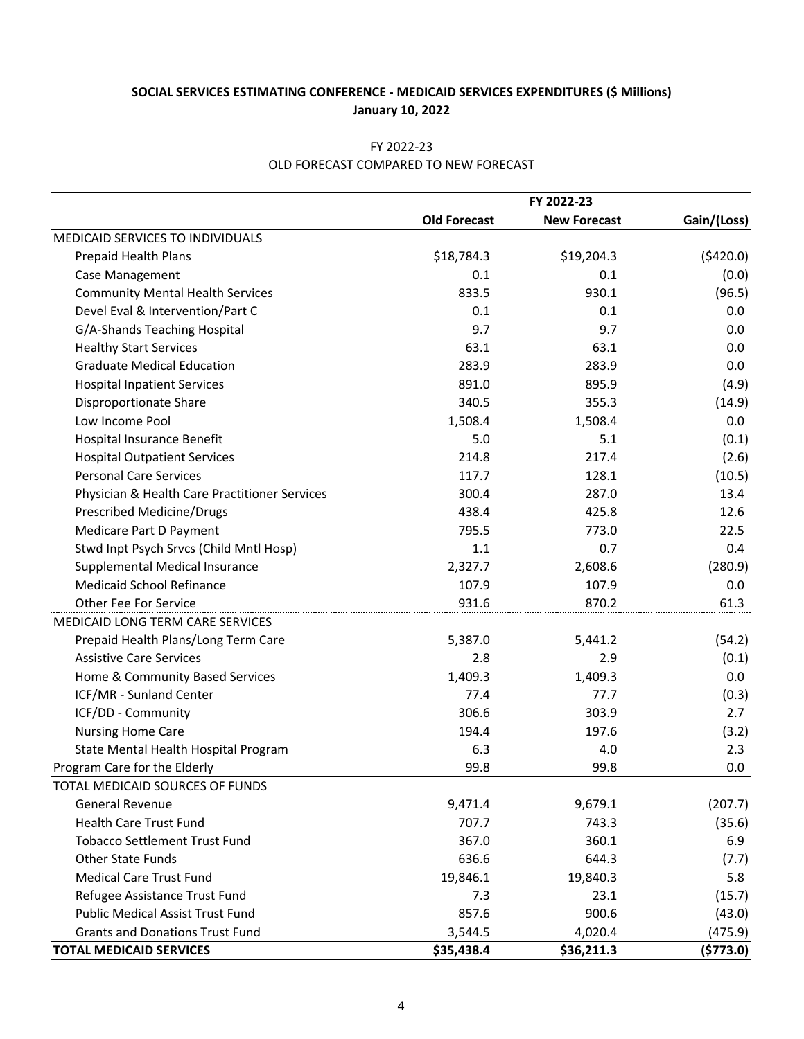**SOCIAL SERVICES ESTIMATING CONFERENCE - MEDICAID SERVICES EXPENDITURES ($ Millions)**
**January 10, 2022**

FY 2022-23
OLD FORECAST COMPARED TO NEW FORECAST

| | FY 2022-23 | | |
|---|---|---|---|
| | **Old Forecast** | **New Forecast** | **Gain/(Loss)** |
| MEDICAID SERVICES TO INDIVIDUALS | | | |
| Prepaid Health Plans | $18,784.3 | $19,204.3 | ($420.0) |
| Case Management | 0.1 | 0.1 | (0.0) |
| Community Mental Health Services | 833.5 | 930.1 | (96.5) |
| Devel Eval & Intervention/Part C | 0.1 | 0.1 | 0.0 |
| G/A-Shands Teaching Hospital | 9.7 | 9.7 | 0.0 |
| Healthy Start Services | 63.1 | 63.1 | 0.0 |
| Graduate Medical Education | 283.9 | 283.9 | 0.0 |
| Hospital Inpatient Services | 891.0 | 895.9 | (4.9) |
| Disproportionate Share | 340.5 | 355.3 | (14.9) |
| Low Income Pool | 1,508.4 | 1,508.4 | 0.0 |
| Hospital Insurance Benefit | 5.0 | 5.1 | (0.1) |
| Hospital Outpatient Services | 214.8 | 217.4 | (2.6) |
| Personal Care Services | 117.7 | 128.1 | (10.5) |
| Physician & Health Care Practitioner Services | 300.4 | 287.0 | 13.4 |
| Prescribed Medicine/Drugs | 438.4 | 425.8 | 12.6 |
| Medicare Part D Payment | 795.5 | 773.0 | 22.5 |
| Stwd Inpt Psych Srvcs (Child Mntl Hosp) | 1.1 | 0.7 | 0.4 |
| Supplemental Medical Insurance | 2,327.7 | 2,608.6 | (280.9) |
| Medicaid School Refinance | 107.9 | 107.9 | 0.0 |
| Other Fee For Service | 931.6 | 870.2 | 61.3 |
| MEDICAID LONG TERM CARE SERVICES | | | |
| Prepaid Health Plans/Long Term Care | 5,387.0 | 5,441.2 | (54.2) |
| Assistive Care Services | 2.8 | 2.9 | (0.1) |
| Home & Community Based Services | 1,409.3 | 1,409.3 | 0.0 |
| ICF/MR - Sunland Center | 77.4 | 77.7 | (0.3) |
| ICF/DD - Community | 306.6 | 303.9 | 2.7 |
| Nursing Home Care | 194.4 | 197.6 | (3.2) |
| State Mental Health Hospital Program | 6.3 | 4.0 | 2.3 |
| Program Care for the Elderly | 99.8 | 99.8 | 0.0 |
| TOTAL MEDICAID SOURCES OF FUNDS | | | |
| General Revenue | 9,471.4 | 9,679.1 | (207.7) |
| Health Care Trust Fund | 707.7 | 743.3 | (35.6) |
| Tobacco Settlement Trust Fund | 367.0 | 360.1 | 6.9 |
| Other State Funds | 636.6 | 644.3 | (7.7) |
| Medical Care Trust Fund | 19,846.1 | 19,840.3 | 5.8 |
| Refugee Assistance Trust Fund | 7.3 | 23.1 | (15.7) |
| Public Medical Assist Trust Fund | 857.6 | 900.6 | (43.0) |
| Grants and Donations Trust Fund | 3,544.5 | 4,020.4 | (475.9) |
| **TOTAL MEDICAID SERVICES** | **$35,438.4** | **$36,211.3** | **($773.0)** |